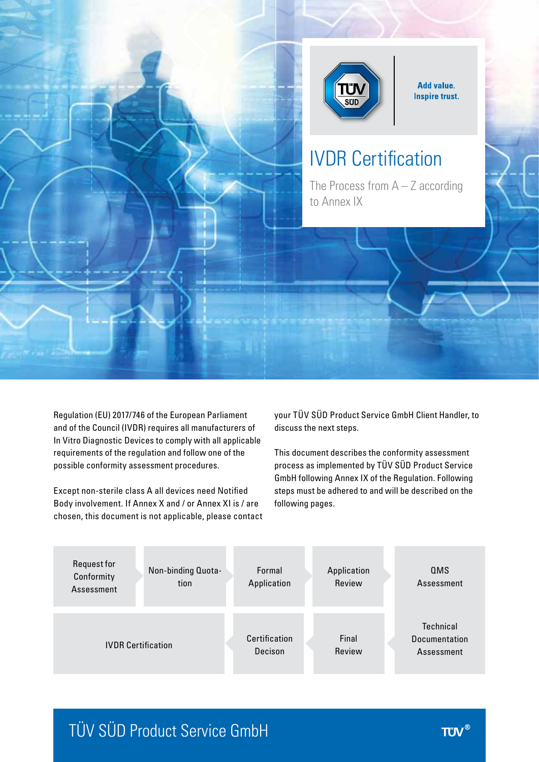Add value.
Inspire trust.

# IVDR Certification

## The Process from A – Z according to Annex IX

Regulation (EU) 2017/746 of the European Parliament and of the Council (IVDR) requires all manufacturers of In Vitro Diagnostic Devices to comply with all applicable requirements of the regulation and follow one of the possible conformity assessment procedures.

Except non-sterile class A all devices need Notified Body involvement. If Annex X and / or Annex XI is / are chosen, this document is not applicable, please contact your TÜV SÜD Product Service GmbH Client Handler, to discuss the next steps.

This document describes the conformity assessment process as implemented by TÜV SÜD Product Service GmbH following Annex IX of the Regulation. Following steps must be adhered to and will be described on the following pages.

1. Request for Conformity Assessment
2. Non-binding Quota-tion
3. Formal Application
4. Application Review
5. QMS Assessment
6. Technical Documentation Assessment
7. Final Review
8. Certification Decison
9. IVDR Certification

TÜV SÜD Product Service GmbH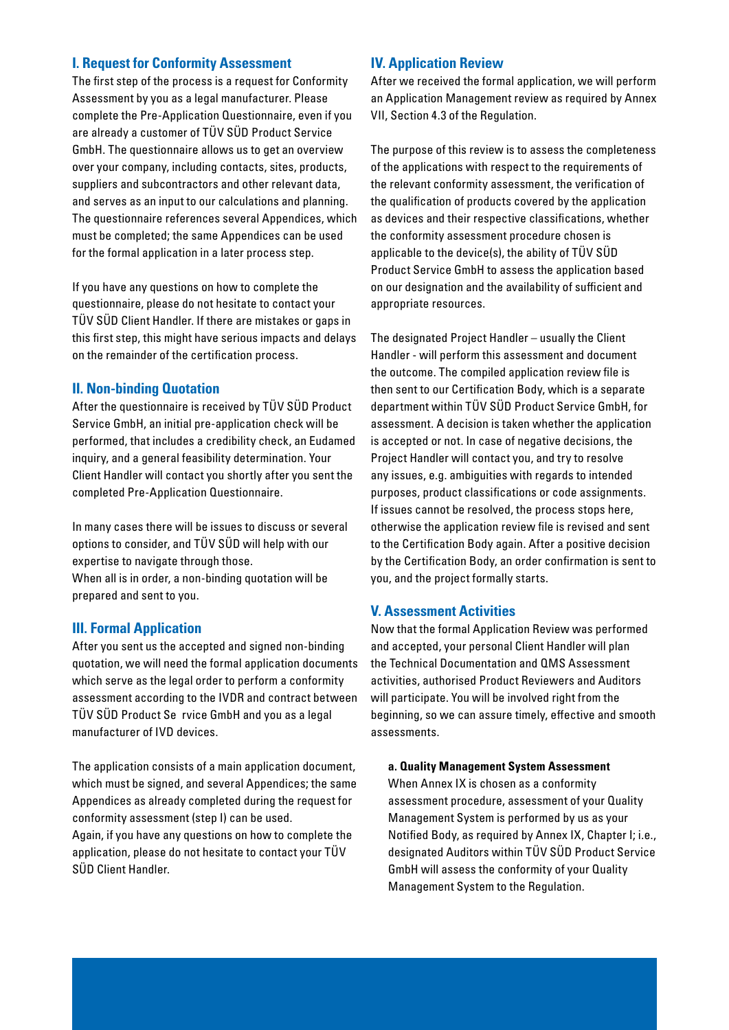## I. Request for Conformity Assessment

The first step of the process is a request for Conformity Assessment by you as a legal manufacturer. Please complete the Pre-Application Questionnaire, even if you are already a customer of TÜV SÜD Product Service GmbH. The questionnaire allows us to get an overview over your company, including contacts, sites, products, suppliers and subcontractors and other relevant data, and serves as an input to our calculations and planning. The questionnaire references several Appendices, which must be completed; the same Appendices can be used for the formal application in a later process step.

If you have any questions on how to complete the questionnaire, please do not hesitate to contact your TÜV SÜD Client Handler. If there are mistakes or gaps in this first step, this might have serious impacts and delays on the remainder of the certification process.

## II. Non-binding Quotation

After the questionnaire is received by TÜV SÜD Product Service GmbH, an initial pre-application check will be performed, that includes a credibility check, an Eudamed inquiry, and a general feasibility determination. Your Client Handler will contact you shortly after you sent the completed Pre-Application Questionnaire.

In many cases there will be issues to discuss or several options to consider, and TÜV SÜD will help with our expertise to navigate through those.
When all is in order, a non-binding quotation will be prepared and sent to you.

## III. Formal Application

After you sent us the accepted and signed non-binding quotation, we will need the formal application documents which serve as the legal order to perform a conformity assessment according to the IVDR and contract between TÜV SÜD Product Se rvice GmbH and you as a legal manufacturer of IVD devices.

The application consists of a main application document, which must be signed, and several Appendices; the same Appendices as already completed during the request for conformity assessment (step I) can be used.
Again, if you have any questions on how to complete the application, please do not hesitate to contact your TÜV SÜD Client Handler.

## IV. Application Review

After we received the formal application, we will perform an Application Management review as required by Annex VII, Section 4.3 of the Regulation.

The purpose of this review is to assess the completeness of the applications with respect to the requirements of the relevant conformity assessment, the verification of the qualification of products covered by the application as devices and their respective classifications, whether the conformity assessment procedure chosen is applicable to the device(s), the ability of TÜV SÜD Product Service GmbH to assess the application based on our designation and the availability of sufficient and appropriate resources.

The designated Project Handler – usually the Client Handler - will perform this assessment and document the outcome. The compiled application review file is then sent to our Certification Body, which is a separate department within TÜV SÜD Product Service GmbH, for assessment. A decision is taken whether the application is accepted or not. In case of negative decisions, the Project Handler will contact you, and try to resolve any issues, e.g. ambiguities with regards to intended purposes, product classifications or code assignments. If issues cannot be resolved, the process stops here, otherwise the application review file is revised and sent to the Certification Body again. After a positive decision by the Certification Body, an order confirmation is sent to you, and the project formally starts.

## V. Assessment Activities

Now that the formal Application Review was performed and accepted, your personal Client Handler will plan the Technical Documentation and QMS Assessment activities, authorised Product Reviewers and Auditors will participate. You will be involved right from the beginning, so we can assure timely, effective and smooth assessments.

### a. Quality Management System Assessment

When Annex IX is chosen as a conformity assessment procedure, assessment of your Quality Management System is performed by us as your Notified Body, as required by Annex IX, Chapter I; i.e., designated Auditors within TÜV SÜD Product Service GmbH will assess the conformity of your Quality Management System to the Regulation.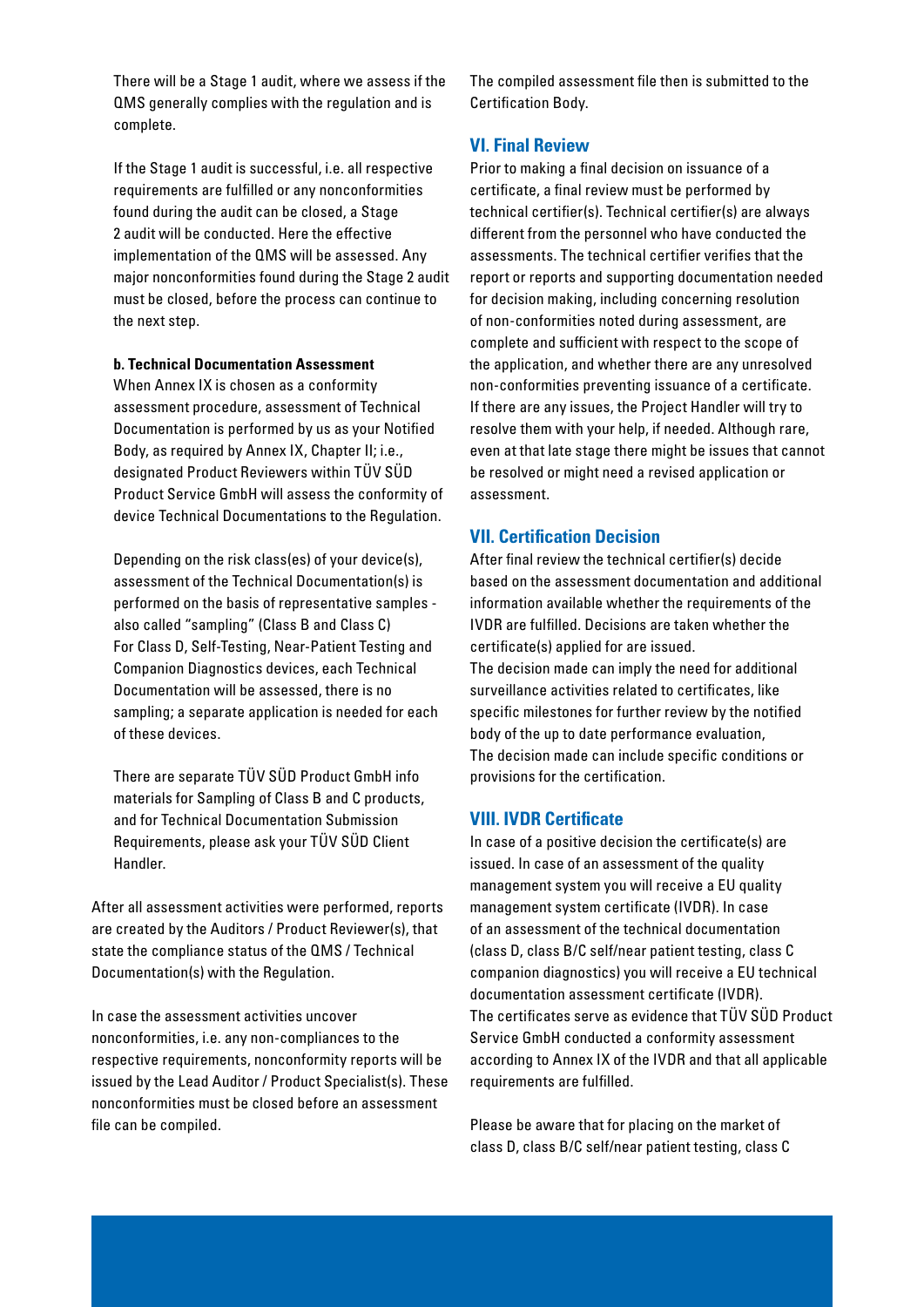There will be a Stage 1 audit, where we assess if the QMS generally complies with the regulation and is complete.

If the Stage 1 audit is successful, i.e. all respective requirements are fulfilled or any nonconformities found during the audit can be closed, a Stage 2 audit will be conducted. Here the effective implementation of the QMS will be assessed. Any major nonconformities found during the Stage 2 audit must be closed, before the process can continue to the next step.

**b. Technical Documentation Assessment**

When Annex IX is chosen as a conformity assessment procedure, assessment of Technical Documentation is performed by us as your Notified Body, as required by Annex IX, Chapter II; i.e., designated Product Reviewers within TÜV SÜD Product Service GmbH will assess the conformity of device Technical Documentations to the Regulation.

Depending on the risk class(es) of your device(s), assessment of the Technical Documentation(s) is performed on the basis of representative samples - also called "sampling" (Class B and Class C) For Class D, Self-Testing, Near-Patient Testing and Companion Diagnostics devices, each Technical Documentation will be assessed, there is no sampling; a separate application is needed for each of these devices.

There are separate TÜV SÜD Product GmbH info materials for Sampling of Class B and C products, and for Technical Documentation Submission Requirements, please ask your TÜV SÜD Client Handler.

After all assessment activities were performed, reports are created by the Auditors / Product Reviewer(s), that state the compliance status of the QMS / Technical Documentation(s) with the Regulation.

In case the assessment activities uncover nonconformities, i.e. any non-compliances to the respective requirements, nonconformity reports will be issued by the Lead Auditor / Product Specialist(s). These nonconformities must be closed before an assessment file can be compiled.

The compiled assessment file then is submitted to the Certification Body.

## VI. Final Review

Prior to making a final decision on issuance of a certificate, a final review must be performed by technical certifier(s). Technical certifier(s) are always different from the personnel who have conducted the assessments. The technical certifier verifies that the report or reports and supporting documentation needed for decision making, including concerning resolution of non-conformities noted during assessment, are complete and sufficient with respect to the scope of the application, and whether there are any unresolved non-conformities preventing issuance of a certificate. If there are any issues, the Project Handler will try to resolve them with your help, if needed. Although rare, even at that late stage there might be issues that cannot be resolved or might need a revised application or assessment.

## VII. Certification Decision

After final review the technical certifier(s) decide based on the assessment documentation and additional information available whether the requirements of the IVDR are fulfilled. Decisions are taken whether the certificate(s) applied for are issued.
The decision made can imply the need for additional surveillance activities related to certificates, like specific milestones for further review by the notified body of the up to date performance evaluation,
The decision made can include specific conditions or provisions for the certification.

## VIII. IVDR Certificate

In case of a positive decision the certificate(s) are issued. In case of an assessment of the quality management system you will receive a EU quality management system certificate (IVDR). In case of an assessment of the technical documentation (class D, class B/C self/near patient testing, class C companion diagnostics) you will receive a EU technical documentation assessment certificate (IVDR).
The certificates serve as evidence that TÜV SÜD Product Service GmbH conducted a conformity assessment according to Annex IX of the IVDR and that all applicable requirements are fulfilled.

Please be aware that for placing on the market of class D, class B/C self/near patient testing, class C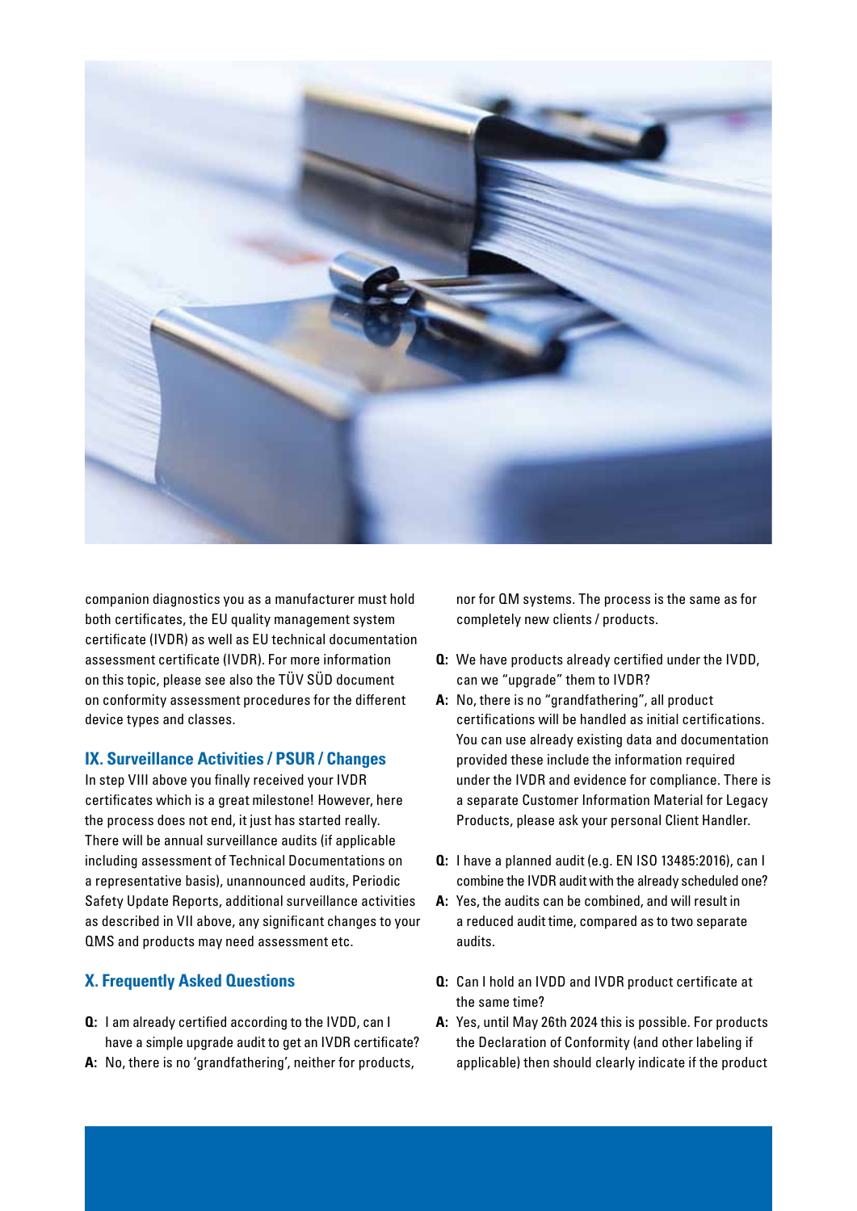companion diagnostics you as a manufacturer must hold both certificates, the EU quality management system certificate (IVDR) as well as EU technical documentation assessment certificate (IVDR). For more information on this topic, please see also the TÜV SÜD document on conformity assessment procedures for the different device types and classes.

## IX. Surveillance Activities / PSUR / Changes

In step VIII above you finally received your IVDR certificates which is a great milestone! However, here the process does not end, it just has started really. There will be annual surveillance audits (if applicable including assessment of Technical Documentations on a representative basis), unannounced audits, Periodic Safety Update Reports, additional surveillance activities as described in VII above, any significant changes to your QMS and products may need assessment etc.

## X. Frequently Asked Questions

**Q:** I am already certified according to the IVDD, can I have a simple upgrade audit to get an IVDR certificate?

**A:** No, there is no 'grandfathering', neither for products, nor for QM systems. The process is the same as for completely new clients / products.

**Q:** We have products already certified under the IVDD, can we "upgrade" them to IVDR?

**A:** No, there is no "grandfathering", all product certifications will be handled as initial certifications. You can use already existing data and documentation provided these include the information required under the IVDR and evidence for compliance. There is a separate Customer Information Material for Legacy Products, please ask your personal Client Handler.

**Q:** I have a planned audit (e.g. EN ISO 13485:2016), can I combine the IVDR audit with the already scheduled one?

**A:** Yes, the audits can be combined, and will result in a reduced audit time, compared as to two separate audits.

**Q:** Can I hold an IVDD and IVDR product certificate at the same time?

**A:** Yes, until May 26th 2024 this is possible. For products the Declaration of Conformity (and other labeling if applicable) then should clearly indicate if the product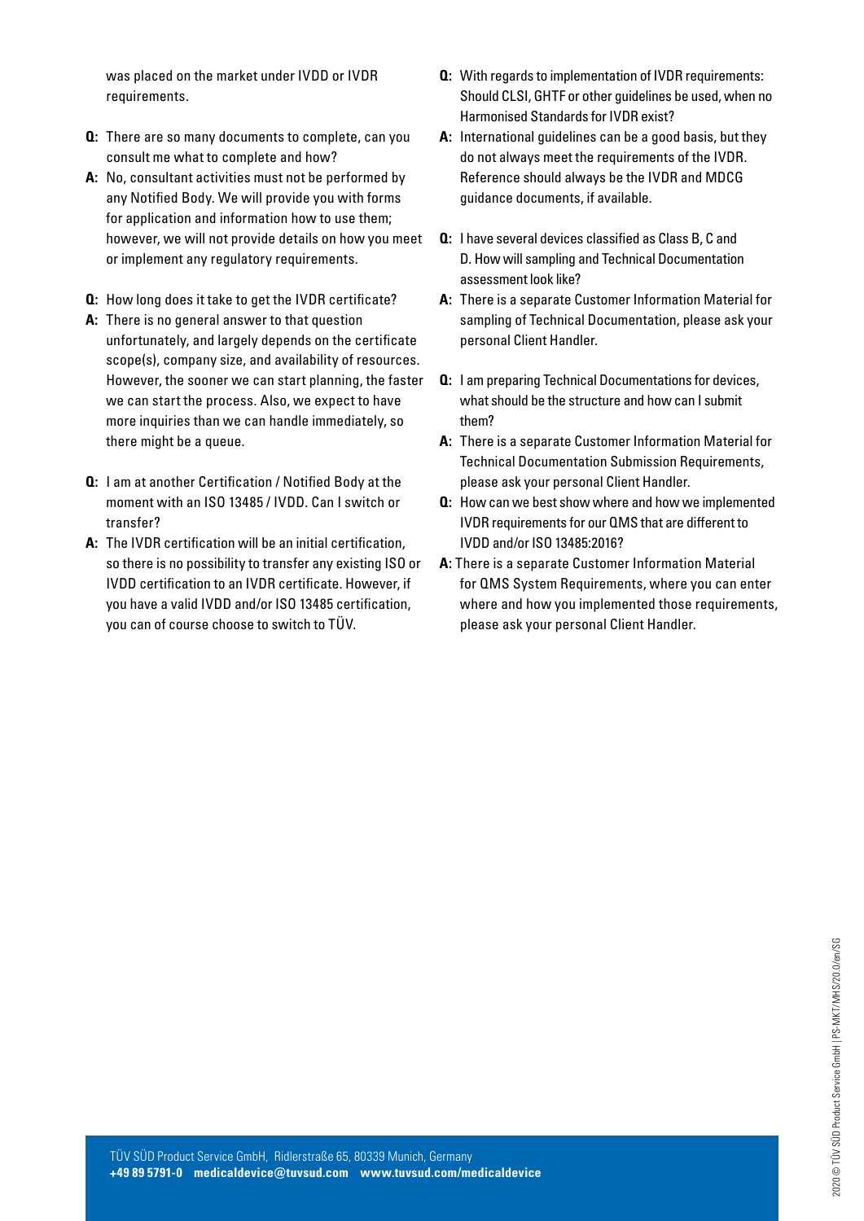was placed on the market under IVDD or IVDR requirements.

**Q:** There are so many documents to complete, can you consult me what to complete and how?

**A:** No, consultant activities must not be performed by any Notified Body. We will provide you with forms for application and information how to use them; however, we will not provide details on how you meet or implement any regulatory requirements.

**Q:** How long does it take to get the IVDR certificate?

**A:** There is no general answer to that question unfortunately, and largely depends on the certificate scope(s), company size, and availability of resources. However, the sooner we can start planning, the faster we can start the process. Also, we expect to have more inquiries than we can handle immediately, so there might be a queue.

**Q:** I am at another Certification / Notified Body at the moment with an ISO 13485 / IVDD. Can I switch or transfer?

**A:** The IVDR certification will be an initial certification, so there is no possibility to transfer any existing ISO or IVDD certification to an IVDR certificate. However, if you have a valid IVDD and/or ISO 13485 certification, you can of course choose to switch to TÜV.

**Q:** With regards to implementation of IVDR requirements: Should CLSI, GHTF or other guidelines be used, when no Harmonised Standards for IVDR exist?

**A:** International guidelines can be a good basis, but they do not always meet the requirements of the IVDR. Reference should always be the IVDR and MDCG guidance documents, if available.

**Q:** I have several devices classified as Class B, C and D. How will sampling and Technical Documentation assessment look like?

**A:** There is a separate Customer Information Material for sampling of Technical Documentation, please ask your personal Client Handler.

**Q:** I am preparing Technical Documentations for devices, what should be the structure and how can I submit them?

**A:** There is a separate Customer Information Material for Technical Documentation Submission Requirements, please ask your personal Client Handler.

**Q:** How can we best show where and how we implemented IVDR requirements for our QMS that are different to IVDD and/or ISO 13485:2016?

**A:** There is a separate Customer Information Material for QMS System Requirements, where you can enter where and how you implemented those requirements, please ask your personal Client Handler.

TÜV SÜD Product Service GmbH, Ridlerstraße 65, 80339 Munich, Germany
**+49 89 5791-0 medicaldevice@tuvsud.com www.tuvsud.com/medicaldevice**

2020 © TÜV SÜD Product Service GmbH | PS-MKT/MHS/20.0/en/SG